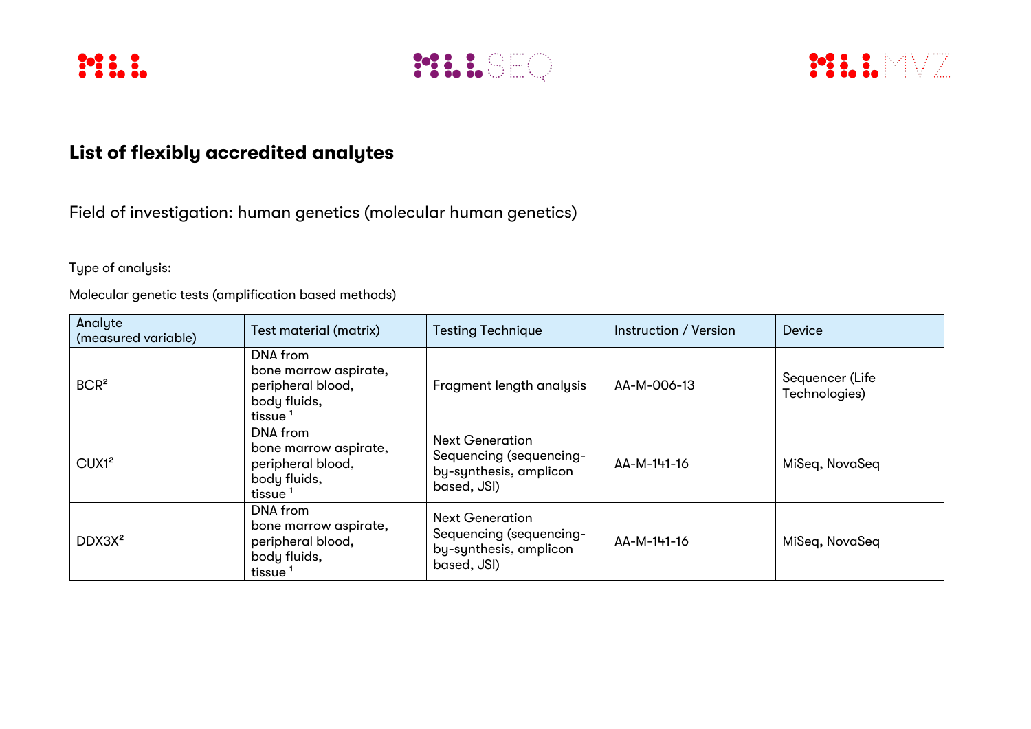# List of flexibly accredited analytes

Field of investigation: human genetics (molecular human genetics)

Type of analysis:

Molecular genetic tests (amplification based methods)

| Analyte (measured variable) | Test material (matrix) | Testing Technique | Instruction / Version | Device |
|---|---|---|---|---|
| BCR[2] | DNA from bone marrow aspirate, peripheral blood, body fluids, tissue [1] | Fragment length analysis | AA-M-006-13 | Sequencer (Life Technologies) |
| CUX1[2] | DNA from bone marrow aspirate, peripheral blood, body fluids, tissue [1] | Next Generation Sequencing (sequencing-by-synthesis, amplicon based, JSI) | AA-M-141-16 | MiSeq, NovaSeq |
| DDX3X[2] | DNA from bone marrow aspirate, peripheral blood, body fluids, tissue [1] | Next Generation Sequencing (sequencing-by-synthesis, amplicon based, JSI) | AA-M-141-16 | MiSeq, NovaSeq |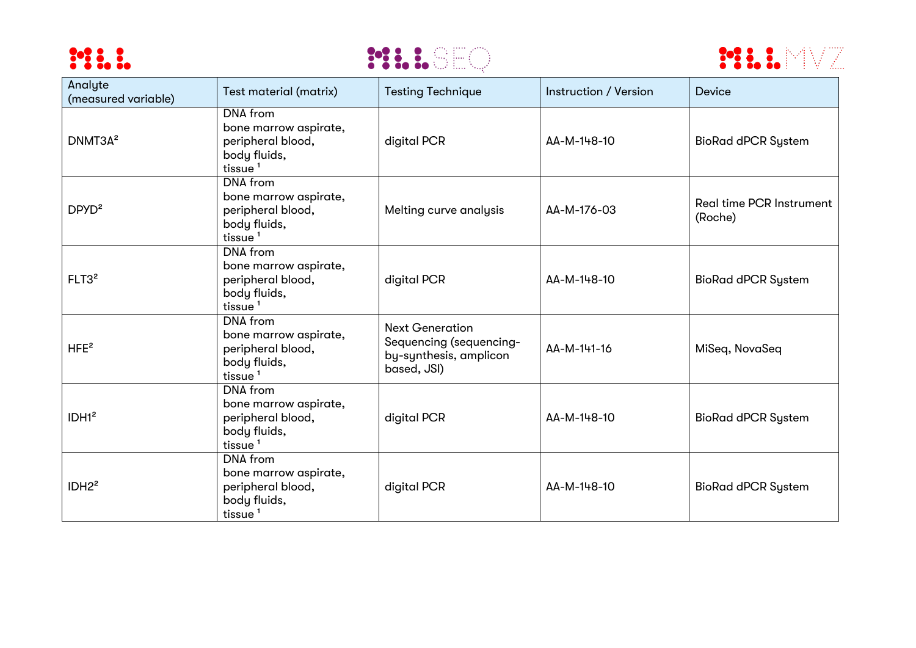| Analyte (measured variable) | Test material (matrix) | Testing Technique | Instruction / Version | Device |
|---|---|---|---|---|
| DNMT3A[2] | DNA from bone marrow aspirate, peripheral blood, body fluids, tissue [1] | digital PCR | AA-M-148-10 | BioRad dPCR System |
| DPYD[2] | DNA from bone marrow aspirate, peripheral blood, body fluids, tissue [1] | Melting curve analysis | AA-M-176-03 | Real time PCR Instrument (Roche) |
| FLT3[2] | DNA from bone marrow aspirate, peripheral blood, body fluids, tissue [1] | digital PCR | AA-M-148-10 | BioRad dPCR System |
| HFE[2] | DNA from bone marrow aspirate, peripheral blood, body fluids, tissue [1] | Next Generation Sequencing (sequencing-by-synthesis, amplicon based, JSI) | AA-M-141-16 | MiSeq, NovaSeq |
| IDH1[2] | DNA from bone marrow aspirate, peripheral blood, body fluids, tissue [1] | digital PCR | AA-M-148-10 | BioRad dPCR System |
| IDH2[2] | DNA from bone marrow aspirate, peripheral blood, body fluids, tissue [1] | digital PCR | AA-M-148-10 | BioRad dPCR System |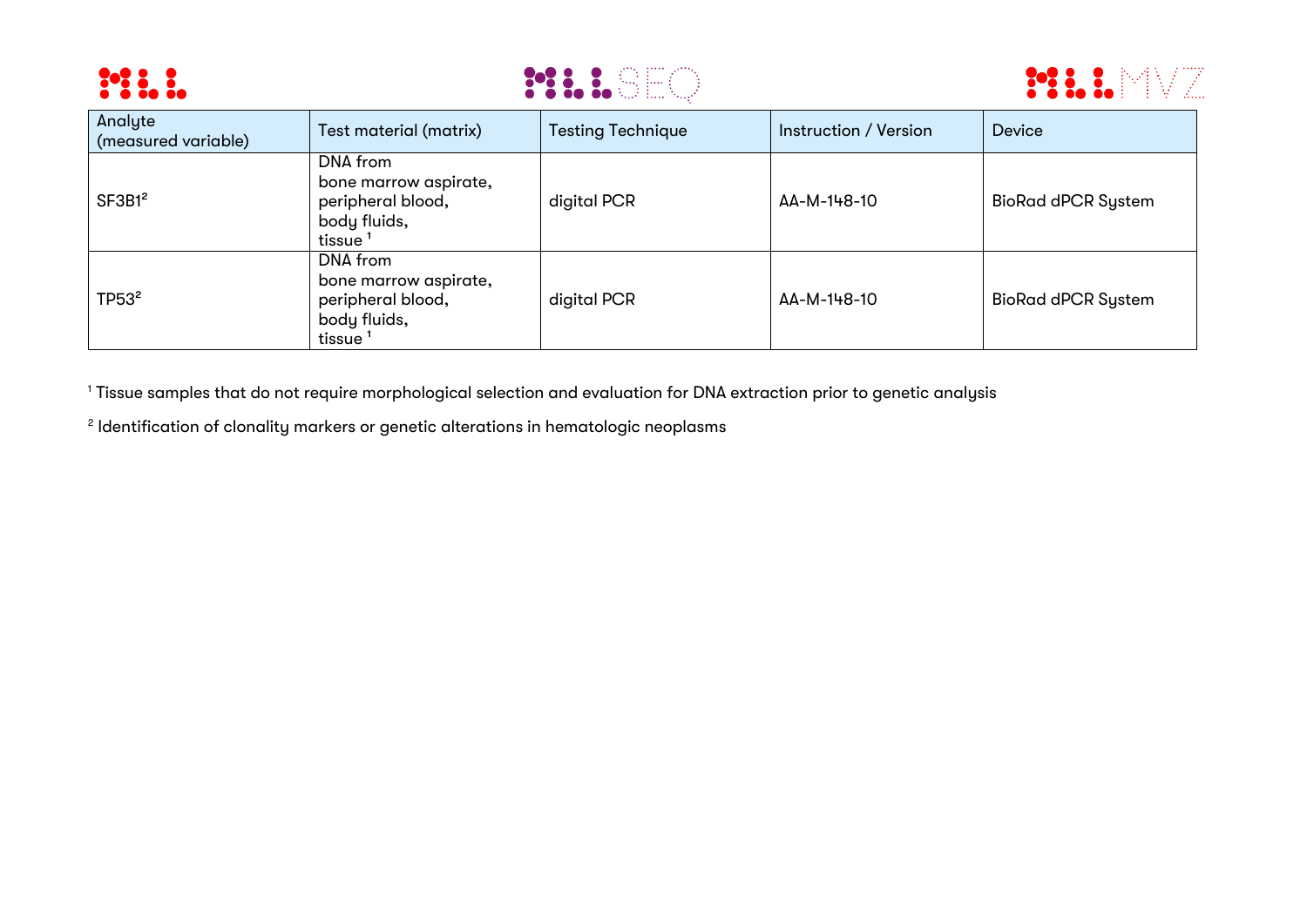| Analyte (measured variable) | Test material (matrix) | Testing Technique | Instruction / Version | Device |
|---|---|---|---|---|
| SF3B1[2] | DNA from bone marrow aspirate, peripheral blood, body fluids, tissue [1] | digital PCR | AA-M-148-10 | BioRad dPCR System |
| TP53[2] | DNA from bone marrow aspirate, peripheral blood, body fluids, tissue [1] | digital PCR | AA-M-148-10 | BioRad dPCR System |

[1] Tissue samples that do not require morphological selection and evaluation for DNA extraction prior to genetic analysis

[2] Identification of clonality markers or genetic alterations in hematologic neoplasms